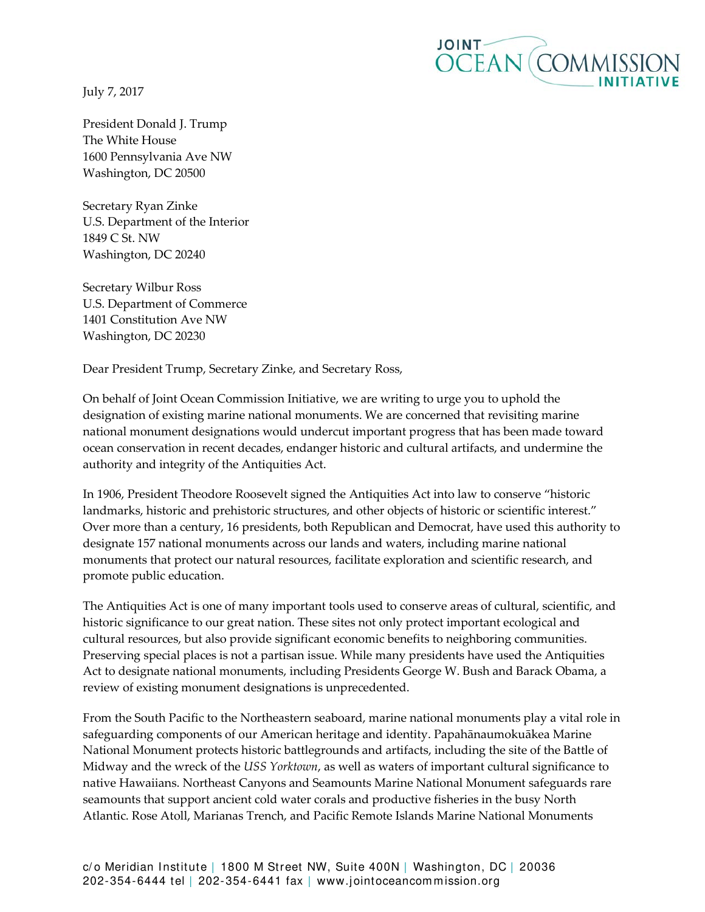JOINT OCEAN COMMISSION INITIATIVE

July 7, 2017

President Donald J. Trump
The White House
1600 Pennsylvania Ave NW
Washington, DC 20500

Secretary Ryan Zinke
U.S. Department of the Interior
1849 C St. NW
Washington, DC 20240

Secretary Wilbur Ross
U.S. Department of Commerce
1401 Constitution Ave NW
Washington, DC 20230

Dear President Trump, Secretary Zinke, and Secretary Ross,

On behalf of Joint Ocean Commission Initiative, we are writing to urge you to uphold the designation of existing marine national monuments. We are concerned that revisiting marine national monument designations would undercut important progress that has been made toward ocean conservation in recent decades, endanger historic and cultural artifacts, and undermine the authority and integrity of the Antiquities Act.

In 1906, President Theodore Roosevelt signed the Antiquities Act into law to conserve "historic landmarks, historic and prehistoric structures, and other objects of historic or scientific interest." Over more than a century, 16 presidents, both Republican and Democrat, have used this authority to designate 157 national monuments across our lands and waters, including marine national monuments that protect our natural resources, facilitate exploration and scientific research, and promote public education.

The Antiquities Act is one of many important tools used to conserve areas of cultural, scientific, and historic significance to our great nation. These sites not only protect important ecological and cultural resources, but also provide significant economic benefits to neighboring communities. Preserving special places is not a partisan issue. While many presidents have used the Antiquities Act to designate national monuments, including Presidents George W. Bush and Barack Obama, a review of existing monument designations is unprecedented.

From the South Pacific to the Northeastern seaboard, marine national monuments play a vital role in safeguarding components of our American heritage and identity. Papahānaumokuākea Marine National Monument protects historic battlegrounds and artifacts, including the site of the Battle of Midway and the wreck of the *USS Yorktown*, as well as waters of important cultural significance to native Hawaiians. Northeast Canyons and Seamounts Marine National Monument safeguards rare seamounts that support ancient cold water corals and productive fisheries in the busy North Atlantic. Rose Atoll, Marianas Trench, and Pacific Remote Islands Marine National Monuments

c/o Meridian Institute | 1800 M Street NW, Suite 400N | Washington, DC | 20036
202-354-6444 tel | 202-354-6441 fax | www.jointoceancommission.org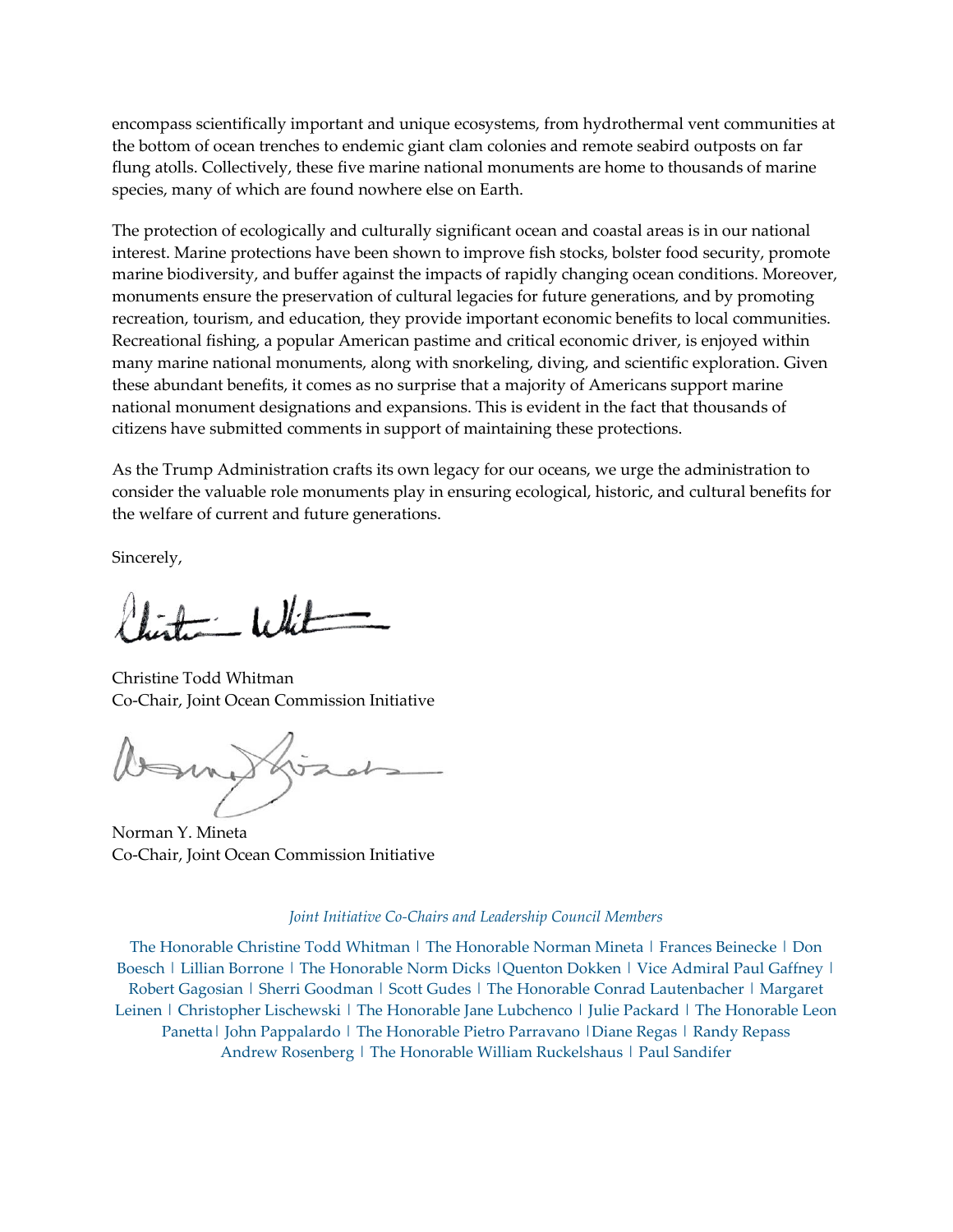encompass scientifically important and unique ecosystems, from hydrothermal vent communities at the bottom of ocean trenches to endemic giant clam colonies and remote seabird outposts on far flung atolls. Collectively, these five marine national monuments are home to thousands of marine species, many of which are found nowhere else on Earth.

The protection of ecologically and culturally significant ocean and coastal areas is in our national interest. Marine protections have been shown to improve fish stocks, bolster food security, promote marine biodiversity, and buffer against the impacts of rapidly changing ocean conditions. Moreover, monuments ensure the preservation of cultural legacies for future generations, and by promoting recreation, tourism, and education, they provide important economic benefits to local communities. Recreational fishing, a popular American pastime and critical economic driver, is enjoyed within many marine national monuments, along with snorkeling, diving, and scientific exploration. Given these abundant benefits, it comes as no surprise that a majority of Americans support marine national monument designations and expansions. This is evident in the fact that thousands of citizens have submitted comments in support of maintaining these protections.

As the Trump Administration crafts its own legacy for our oceans, we urge the administration to consider the valuable role monuments play in ensuring ecological, historic, and cultural benefits for the welfare of current and future generations.

Sincerely,

Christine Todd Whitman
Co-Chair, Joint Ocean Commission Initiative

Norman Y. Mineta
Co-Chair, Joint Ocean Commission Initiative

*Joint Initiative Co-Chairs and Leadership Council Members*

The Honorable Christine Todd Whitman | The Honorable Norman Mineta | Frances Beinecke | Don Boesch | Lillian Borrone | The Honorable Norm Dicks | Quenton Dokken | Vice Admiral Paul Gaffney | Robert Gagosian | Sherri Goodman | Scott Gudes | The Honorable Conrad Lautenbacher | Margaret Leinen | Christopher Lischewski | The Honorable Jane Lubchenco | Julie Packard | The Honorable Leon Panetta | John Pappalardo | The Honorable Pietro Parravano | Diane Regas | Randy Repass Andrew Rosenberg | The Honorable William Ruckelshaus | Paul Sandifer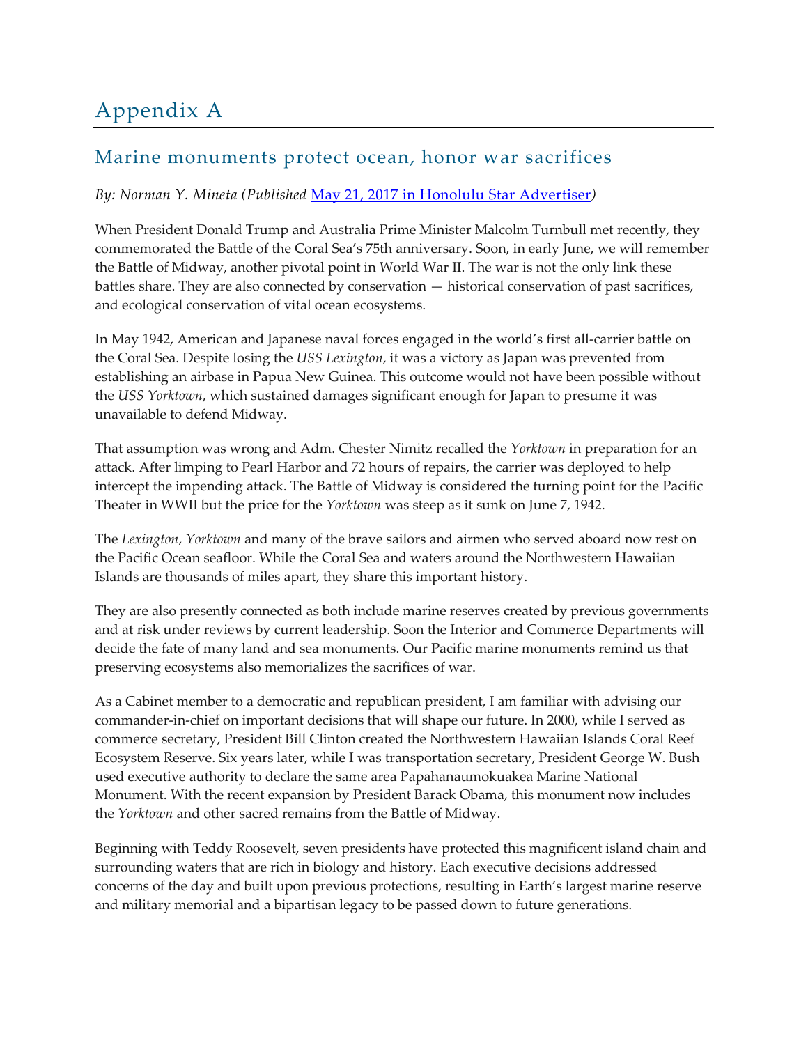# Appendix A

## Marine monuments protect ocean, honor war sacrifices

*By: Norman Y. Mineta (Published [May 21, 2017 in Honolulu Star Advertiser](#))*

When President Donald Trump and Australia Prime Minister Malcolm Turnbull met recently, they commemorated the Battle of the Coral Sea's 75th anniversary. Soon, in early June, we will remember the Battle of Midway, another pivotal point in World War II. The war is not the only link these battles share. They are also connected by conservation — historical conservation of past sacrifices, and ecological conservation of vital ocean ecosystems.

In May 1942, American and Japanese naval forces engaged in the world's first all-carrier battle on the Coral Sea. Despite losing the *USS Lexington*, it was a victory as Japan was prevented from establishing an airbase in Papua New Guinea. This outcome would not have been possible without the *USS Yorktown*, which sustained damages significant enough for Japan to presume it was unavailable to defend Midway.

That assumption was wrong and Adm. Chester Nimitz recalled the *Yorktown* in preparation for an attack. After limping to Pearl Harbor and 72 hours of repairs, the carrier was deployed to help intercept the impending attack. The Battle of Midway is considered the turning point for the Pacific Theater in WWII but the price for the *Yorktown* was steep as it sunk on June 7, 1942.

The *Lexington*, *Yorktown* and many of the brave sailors and airmen who served aboard now rest on the Pacific Ocean seafloor. While the Coral Sea and waters around the Northwestern Hawaiian Islands are thousands of miles apart, they share this important history.

They are also presently connected as both include marine reserves created by previous governments and at risk under reviews by current leadership. Soon the Interior and Commerce Departments will decide the fate of many land and sea monuments. Our Pacific marine monuments remind us that preserving ecosystems also memorializes the sacrifices of war.

As a Cabinet member to a democratic and republican president, I am familiar with advising our commander-in-chief on important decisions that will shape our future. In 2000, while I served as commerce secretary, President Bill Clinton created the Northwestern Hawaiian Islands Coral Reef Ecosystem Reserve. Six years later, while I was transportation secretary, President George W. Bush used executive authority to declare the same area Papahanaumokuakea Marine National Monument. With the recent expansion by President Barack Obama, this monument now includes the *Yorktown* and other sacred remains from the Battle of Midway.

Beginning with Teddy Roosevelt, seven presidents have protected this magnificent island chain and surrounding waters that are rich in biology and history. Each executive decisions addressed concerns of the day and built upon previous protections, resulting in Earth's largest marine reserve and military memorial and a bipartisan legacy to be passed down to future generations.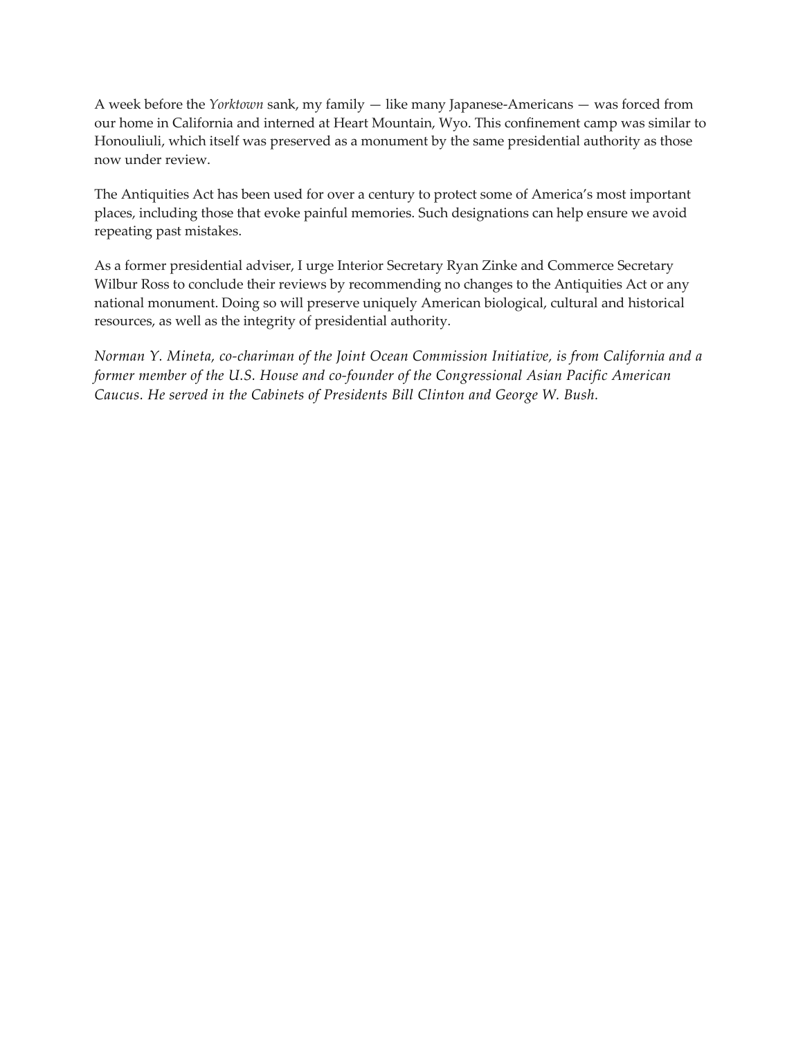A week before the *Yorktown* sank, my family — like many Japanese-Americans — was forced from our home in California and interned at Heart Mountain, Wyo. This confinement camp was similar to Honouliuli, which itself was preserved as a monument by the same presidential authority as those now under review.

The Antiquities Act has been used for over a century to protect some of America's most important places, including those that evoke painful memories. Such designations can help ensure we avoid repeating past mistakes.

As a former presidential adviser, I urge Interior Secretary Ryan Zinke and Commerce Secretary Wilbur Ross to conclude their reviews by recommending no changes to the Antiquities Act or any national monument. Doing so will preserve uniquely American biological, cultural and historical resources, as well as the integrity of presidential authority.

*Norman Y. Mineta, co-chariman of the Joint Ocean Commission Initiative, is from California and a former member of the U.S. House and co-founder of the Congressional Asian Pacific American Caucus. He served in the Cabinets of Presidents Bill Clinton and George W. Bush.*